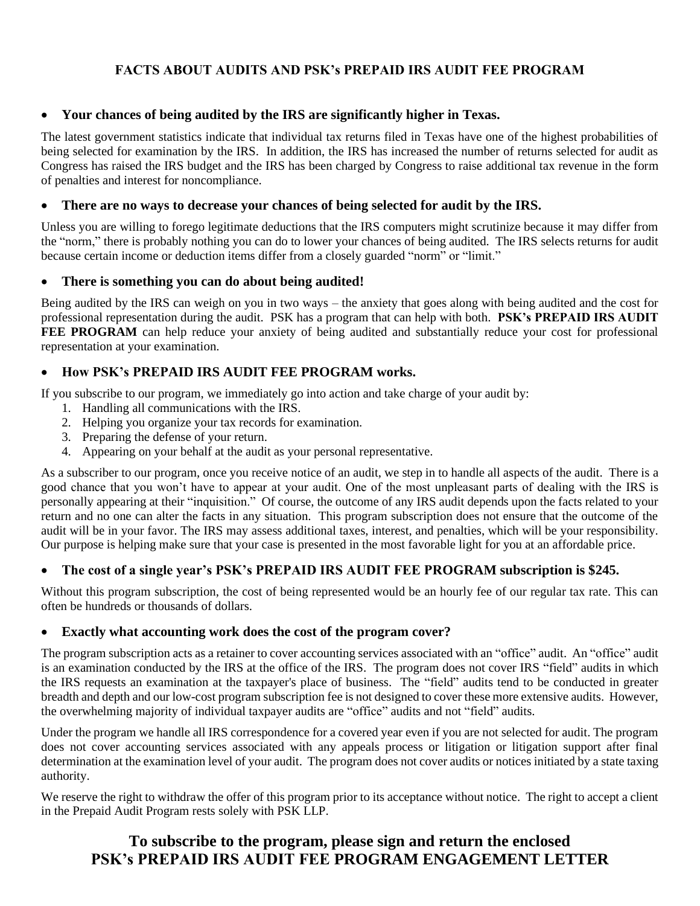# FACTS ABOUT AUDITS AND PSK's PREPAID IRS AUDIT FEE PROGRAM

- **Your chances of being audited by the IRS are significantly higher in Texas.**

The latest government statistics indicate that individual tax returns filed in Texas have one of the highest probabilities of being selected for examination by the IRS. In addition, the IRS has increased the number of returns selected for audit as Congress has raised the IRS budget and the IRS has been charged by Congress to raise additional tax revenue in the form of penalties and interest for noncompliance.

- **There are no ways to decrease your chances of being selected for audit by the IRS.**

Unless you are willing to forego legitimate deductions that the IRS computers might scrutinize because it may differ from the "norm," there is probably nothing you can do to lower your chances of being audited. The IRS selects returns for audit because certain income or deduction items differ from a closely guarded "norm" or "limit."

- **There is something you can do about being audited!**

Being audited by the IRS can weigh on you in two ways – the anxiety that goes along with being audited and the cost for professional representation during the audit. PSK has a program that can help with both. **PSK's PREPAID IRS AUDIT FEE PROGRAM** can help reduce your anxiety of being audited and substantially reduce your cost for professional representation at your examination.

- **How PSK's PREPAID IRS AUDIT FEE PROGRAM works.**

If you subscribe to our program, we immediately go into action and take charge of your audit by:

1. Handling all communications with the IRS.
2. Helping you organize your tax records for examination.
3. Preparing the defense of your return.
4. Appearing on your behalf at the audit as your personal representative.

As a subscriber to our program, once you receive notice of an audit, we step in to handle all aspects of the audit. There is a good chance that you won't have to appear at your audit. One of the most unpleasant parts of dealing with the IRS is personally appearing at their "inquisition." Of course, the outcome of any IRS audit depends upon the facts related to your return and no one can alter the facts in any situation. This program subscription does not ensure that the outcome of the audit will be in your favor. The IRS may assess additional taxes, interest, and penalties, which will be your responsibility. Our purpose is helping make sure that your case is presented in the most favorable light for you at an affordable price.

- **The cost of a single year's PSK's PREPAID IRS AUDIT FEE PROGRAM subscription is $245.**

Without this program subscription, the cost of being represented would be an hourly fee of our regular tax rate. This can often be hundreds or thousands of dollars.

- **Exactly what accounting work does the cost of the program cover?**

The program subscription acts as a retainer to cover accounting services associated with an "office" audit. An "office" audit is an examination conducted by the IRS at the office of the IRS. The program does not cover IRS "field" audits in which the IRS requests an examination at the taxpayer's place of business. The "field" audits tend to be conducted in greater breadth and depth and our low-cost program subscription fee is not designed to cover these more extensive audits. However, the overwhelming majority of individual taxpayer audits are "office" audits and not "field" audits.

Under the program we handle all IRS correspondence for a covered year even if you are not selected for audit. The program does not cover accounting services associated with any appeals process or litigation or litigation support after final determination at the examination level of your audit. The program does not cover audits or notices initiated by a state taxing authority.

We reserve the right to withdraw the offer of this program prior to its acceptance without notice. The right to accept a client in the Prepaid Audit Program rests solely with PSK LLP.

## To subscribe to the program, please sign and return the enclosed PSK's PREPAID IRS AUDIT FEE PROGRAM ENGAGEMENT LETTER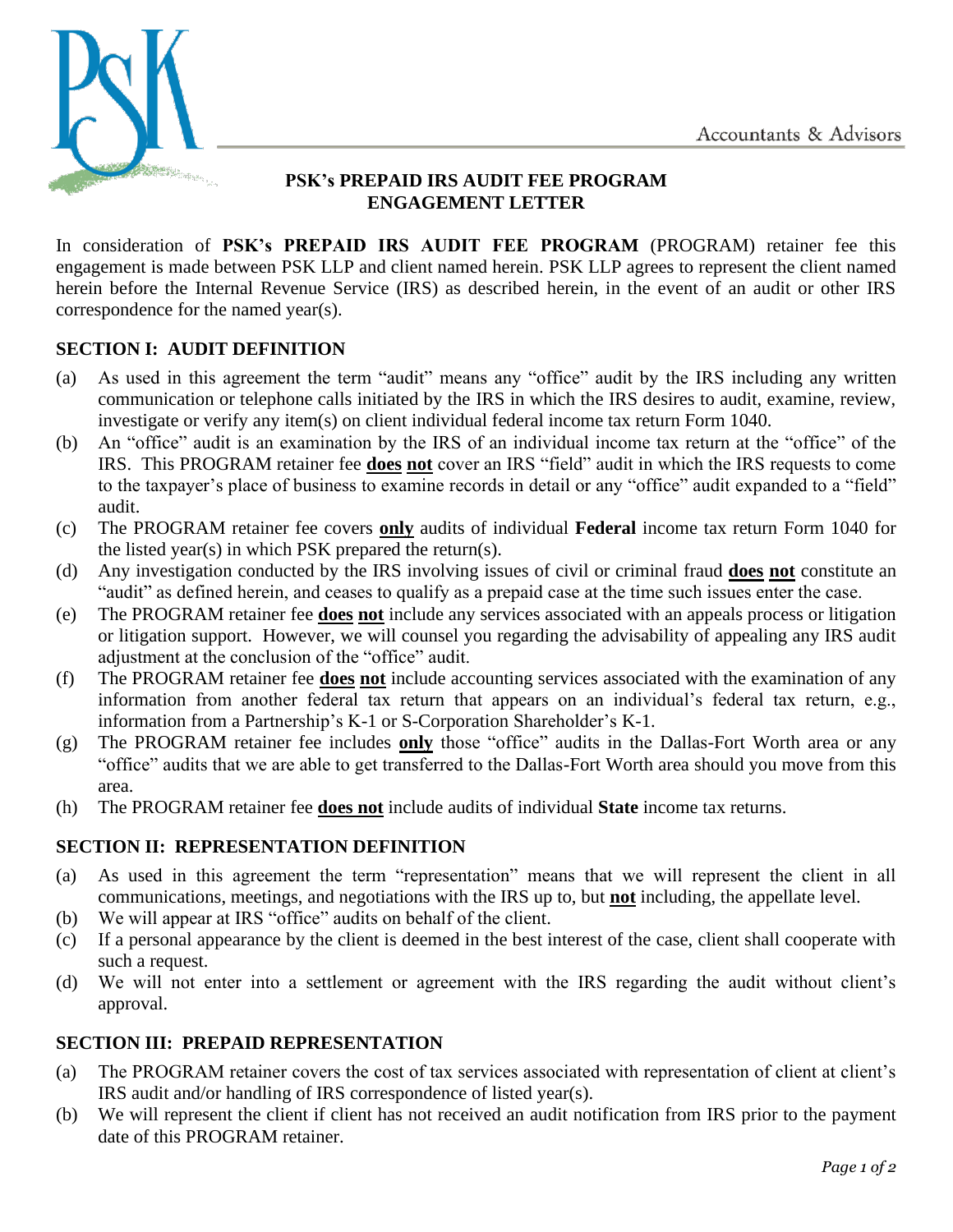# PSK's PREPAID IRS AUDIT FEE PROGRAM ENGAGEMENT LETTER

In consideration of **PSK's PREPAID IRS AUDIT FEE PROGRAM** (PROGRAM) retainer fee this engagement is made between PSK LLP and client named herein. PSK LLP agrees to represent the client named herein before the Internal Revenue Service (IRS) as described herein, in the event of an audit or other IRS correspondence for the named year(s).

## SECTION I: AUDIT DEFINITION

(a) As used in this agreement the term "audit" means any "office" audit by the IRS including any written communication or telephone calls initiated by the IRS in which the IRS desires to audit, examine, review, investigate or verify any item(s) on client individual federal income tax return Form 1040.

(b) An "office" audit is an examination by the IRS of an individual income tax return at the "office" of the IRS. This PROGRAM retainer fee **does not** cover an IRS "field" audit in which the IRS requests to come to the taxpayer's place of business to examine records in detail or any "office" audit expanded to a "field" audit.

(c) The PROGRAM retainer fee covers **only** audits of individual **Federal** income tax return Form 1040 for the listed year(s) in which PSK prepared the return(s).

(d) Any investigation conducted by the IRS involving issues of civil or criminal fraud **does not** constitute an "audit" as defined herein, and ceases to qualify as a prepaid case at the time such issues enter the case.

(e) The PROGRAM retainer fee **does not** include any services associated with an appeals process or litigation or litigation support. However, we will counsel you regarding the advisability of appealing any IRS audit adjustment at the conclusion of the "office" audit.

(f) The PROGRAM retainer fee **does not** include accounting services associated with the examination of any information from another federal tax return that appears on an individual's federal tax return, e.g., information from a Partnership's K-1 or S-Corporation Shareholder's K-1.

(g) The PROGRAM retainer fee includes **only** those "office" audits in the Dallas-Fort Worth area or any "office" audits that we are able to get transferred to the Dallas-Fort Worth area should you move from this area.

(h) The PROGRAM retainer fee **does not** include audits of individual **State** income tax returns.

## SECTION II: REPRESENTATION DEFINITION

(a) As used in this agreement the term "representation" means that we will represent the client in all communications, meetings, and negotiations with the IRS up to, but **not** including, the appellate level.

(b) We will appear at IRS "office" audits on behalf of the client.

(c) If a personal appearance by the client is deemed in the best interest of the case, client shall cooperate with such a request.

(d) We will not enter into a settlement or agreement with the IRS regarding the audit without client's approval.

## SECTION III: PREPAID REPRESENTATION

(a) The PROGRAM retainer covers the cost of tax services associated with representation of client at client's IRS audit and/or handling of IRS correspondence of listed year(s).

(b) We will represent the client if client has not received an audit notification from IRS prior to the payment date of this PROGRAM retainer.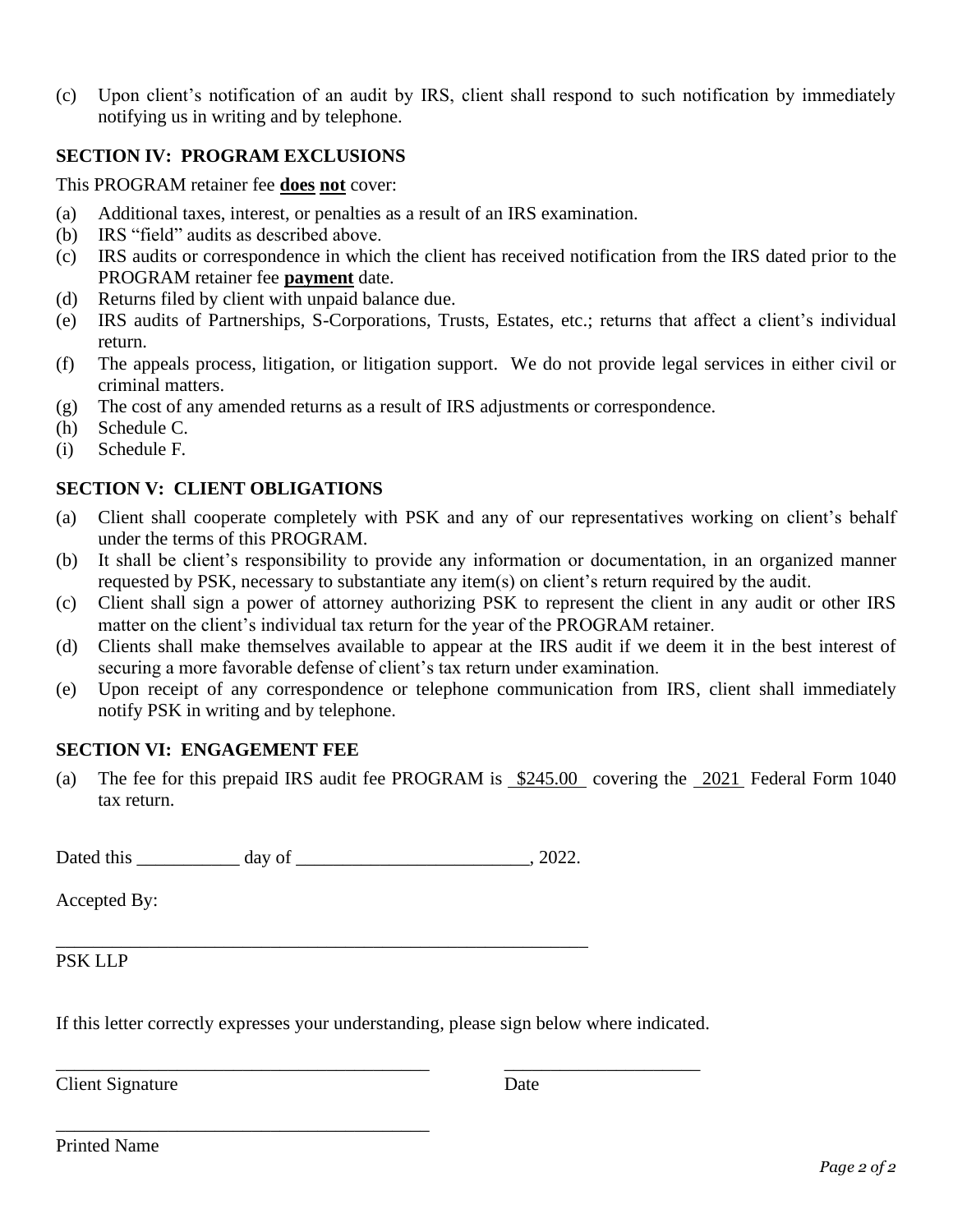(c) Upon client's notification of an audit by IRS, client shall respond to such notification by immediately notifying us in writing and by telephone.

## SECTION IV: PROGRAM EXCLUSIONS

This PROGRAM retainer fee **does not** cover:

(a) Additional taxes, interest, or penalties as a result of an IRS examination.
(b) IRS "field" audits as described above.
(c) IRS audits or correspondence in which the client has received notification from the IRS dated prior to the PROGRAM retainer fee **payment** date.
(d) Returns filed by client with unpaid balance due.
(e) IRS audits of Partnerships, S-Corporations, Trusts, Estates, etc.; returns that affect a client's individual return.
(f) The appeals process, litigation, or litigation support. We do not provide legal services in either civil or criminal matters.
(g) The cost of any amended returns as a result of IRS adjustments or correspondence.
(h) Schedule C.
(i) Schedule F.

## SECTION V: CLIENT OBLIGATIONS

(a) Client shall cooperate completely with PSK and any of our representatives working on client's behalf under the terms of this PROGRAM.
(b) It shall be client's responsibility to provide any information or documentation, in an organized manner requested by PSK, necessary to substantiate any item(s) on client's return required by the audit.
(c) Client shall sign a power of attorney authorizing PSK to represent the client in any audit or other IRS matter on the client's individual tax return for the year of the PROGRAM retainer.
(d) Clients shall make themselves available to appear at the IRS audit if we deem it in the best interest of securing a more favorable defense of client's tax return under examination.
(e) Upon receipt of any correspondence or telephone communication from IRS, client shall immediately notify PSK in writing and by telephone.

## SECTION VI: ENGAGEMENT FEE

(a) The fee for this prepaid IRS audit fee PROGRAM is \$245.00 covering the 2021 Federal Form 1040 tax return.

Dated this ___________ day of _________________________, 2022.

Accepted By:

___________________________________________________________

PSK LLP

If this letter correctly expresses your understanding, please sign below where indicated.

_________________________________________ _____________________

Client Signature Date

_________________________________________

Printed Name